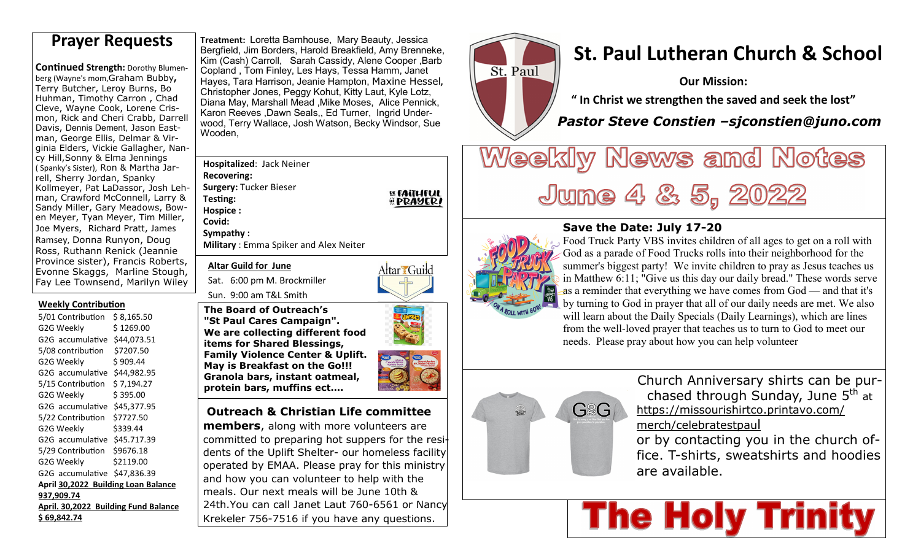# St. Paul Lutheran Church & School

**Our Mission:**

**" In Christ we strengthen the saved and seek the lost"**

***Pastor Steve Constien –sjconstien@juno.com***

# Weekly News and Notes

# June 4 & 5, 2022

## Prayer Requests

**Continued Strength:** Dorothy Blumenberg (Wayne's mom,Graham Bubby, Terry Butcher, Leroy Burns, Bo Huhman, Timothy Carron , Chad Cleve, Wayne Cook, Lorene Crismon, Rick and Cheri Crabb, Darrell Davis, Dennis Dement, Jason Eastman, George Ellis, Delmar & Virginia Elders, Vickie Gallagher, Nancy Hill,Sonny & Elma Jennings ( Spanky's Sister), Ron & Martha Jarrell, Sherry Jordan, Spanky Kollmeyer, Pat LaDassor, Josh Lehman, Crawford McConnell, Larry & Sandy Miller, Gary Meadows, Bowen Meyer, Tyan Meyer, Tim Miller, Joe Myers, Richard Pratt, James Ramsey, Donna Runyon, Doug Ross, Ruthann Renick (Jeannie Province sister), Francis Roberts, Evonne Skaggs, Marline Stough, Fay Lee Townsend, Marilyn Wiley

**Treatment:** Loretta Barnhouse, Mary Beauty, Jessica Bergfield, Jim Borders, Harold Breakfield, Amy Brenneke, Kim (Cash) Carroll, Sarah Cassidy, Alene Cooper ,Barb Copland , Tom Finley, Les Hays, Tessa Hamm, Janet Hayes, Tara Harrison, Jeanie Hampton, Maxine Hessel, Christopher Jones, Peggy Kohut, Kitty Laut, Kyle Lotz, Diana May, Marshall Mead ,Mike Moses, Alice Pennick, Karon Reeves ,Dawn Seals,, Ed Turner, Ingrid Underwood, Terry Wallace, Josh Watson, Becky Windsor, Sue Wooden,

**Hospitalized**: Jack Neiner
**Recovering:**
**Surgery:** Tucker Bieser
**Testing:**
**Hospice :**
**Covid:**
**Sympathy :**
**Military** : Emma Spiker and Alex Neiter

Be Faithful in Prayer!

### Weekly Contribution

| | |
|---|---|
| 5/01 Contribution | $ 8,165.50 |
| G2G Weekly | $ 1269.00 |
| G2G accumulative | $44,073.51 |
| 5/08 contribution | $7207.50 |
| G2G Weekly | $ 909.44 |
| G2G accumulative | $44,982.95 |
| 5/15 Contribution | $ 7,194.27 |
| G2G Weekly | $ 395.00 |
| G2G accumulative | $45,377.95 |
| 5/22 Contribution | $7727.50 |
| G2G Weekly | $339.44 |
| G2G accumulative | $45.717.39 |
| 5/29 Contribution | $9676.18 |
| G2G Weekly | $2119.00 |
| G2G accumulative | $47,836.39 |

**April 30,2022 Building Loan Balance 937,909.74**

**April. 30,2022 Building Fund Balance $ 69,842.74**

### Altar Guild for June

Sat. 6:00 pm M. Brockmiller

Sun. 9:00 am T&L Smith

**The Board of Outreach's "St Paul Cares Campaign". We are collecting different food items for Shared Blessings, Family Violence Center & Uplift. May is Breakfast on the Go!!! Granola bars, instant oatmeal, protein bars, muffins ect....**

**Outreach & Christian Life committee members**, along with more volunteers are committed to preparing hot suppers for the residents of the Uplift Shelter- our homeless facility operated by EMAA. Please pray for this ministry and how you can volunteer to help with the meals. Our next meals will be June 10th & 24th.You can call Janet Laut 760-6561 or Nancy Krekeler 756-7516 if you have any questions.

### Save the Date: July 17-20

Food Truck Party VBS invites children of all ages to get on a roll with God as a parade of Food Trucks rolls into their neighborhood for the summer's biggest party! We invite children to pray as Jesus teaches us in Matthew 6:11; "Give us this day our daily bread." These words serve as a reminder that everything we have comes from God — and that it's by turning to God in prayer that all of our daily needs are met. We also will learn about the Daily Specials (Daily Learnings), which are lines from the well-loved prayer that teaches us to turn to God to meet our needs. Please pray about how you can help volunteer

Church Anniversary shirts can be purchased through Sunday, June 5th at https://missourishirtco.printavo.com/merch/celebratestpaul or by contacting you in the church office. T-shirts, sweatshirts and hoodies are available.

# The Holy Trinity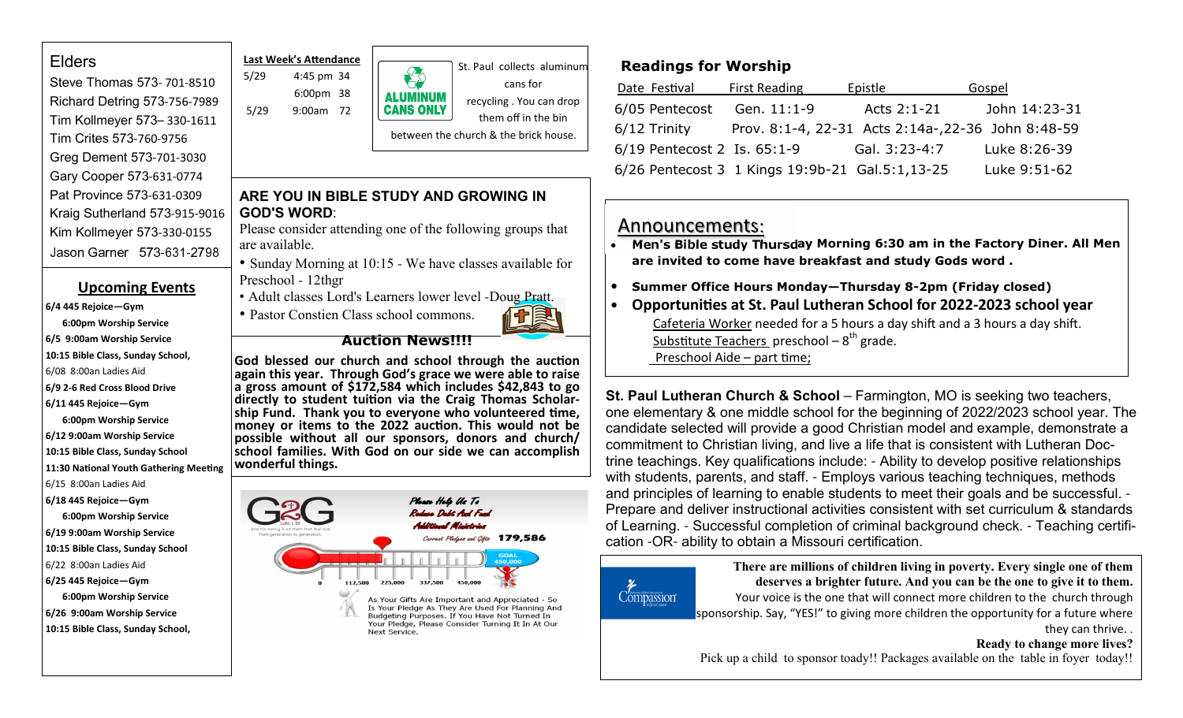## Elders

Steve Thomas 573- 701-8510
Richard Detring 573-756-7989
Tim Kollmeyer 573– 330-1611
Tim Crites 573-760-9756
Greg Dement 573-701-3030
Gary Cooper 573-631-0774
Pat Province 573-631-0309
Kraig Sutherland 573-915-9016
Kim Kollmeyer 573-330-0155
Jason Garner 573-631-2798

## Upcoming Events

**6/4 445 Rejoice—Gym**
**6:00pm Worship Service**
**6/5 9:00am Worship Service**
**10:15 Bible Class, Sunday School,**
6/08 8:00an Ladies Aid
**6/9 2-6 Red Cross Blood Drive**
**6/11 445 Rejoice—Gym**
**6:00pm Worship Service**
**6/12 9:00am Worship Service**
**10:15 Bible Class, Sunday School**
**11:30 National Youth Gathering Meeting**
6/15 8:00an Ladies Aid
**6/18 445 Rejoice—Gym**
**6:00pm Worship Service**
**6/19 9:00am Worship Service**
**10:15 Bible Class, Sunday School**
6/22 8:00an Ladies Aid
**6/25 445 Rejoice—Gym**
**6:00pm Worship Service**
**6/26 9:00am Worship Service**
**10:15 Bible Class, Sunday School,**

**Last Week's Attendance**

| | | |
|---|---|---|
| 5/29 | 4:45 pm | 34 |
| | 6:00pm | 38 |
| 5/29 | 9:00am | 72 |

ALUMINUM CANS ONLY

St. Paul collects aluminum cans for recycling . You can drop them off in the bin between the church & the brick house.

### ARE YOU IN BIBLE STUDY AND GROWING IN GOD'S WORD:

Please consider attending one of the following groups that are available.

- Sunday Morning at 10:15 - We have classes available for Preschool - 12thgr
- Adult classes Lord's Learners lower level -Doug Pratt.
- Pastor Constien Class school commons.

### Auction News!!!!

**God blessed our church and school through the auction again this year. Through God's grace we were able to raise a gross amount of $172,584 which includes $42,843 to go directly to student tuition via the Craig Thomas Scholarship Fund. Thank you to everyone who volunteered time, money or items to the 2022 auction. This would not be possible without all our sponsors, donors and church/school families. With God on our side we can accomplish wonderful things.**

G2G
Luke 1:50
And his mercy is on them that fear him from generation to generation.

Please Help Us To
Reduce Debt And Fund
Additional Ministries

Current Pledges and Gifts 179,586

GOAL 450,000

0 112,500 225,000 337,500 450,000

As Your Gifts Are Important and Appreciated - So Is Your Pledge As They Are Used For Planning And Budgeting Purposes. If You Have Not Turned In Your Pledge, Please Consider Turning It In At Our Next Service.

## Readings for Worship

| Date Festival | First Reading | Epistle | Gospel |
|---|---|---|---|
| 6/05 Pentecost | Gen. 11:1-9 | Acts 2:1-21 | John 14:23-31 |
| 6/12 Trinity | Prov. 8:1-4, 22-31 | Acts 2:14a-,22-36 | John 8:48-59 |
| 6/19 Pentecost 2 | Is. 65:1-9 | Gal. 3:23-4:7 | Luke 8:26-39 |
| 6/26 Pentecost 3 | 1 Kings 19:9b-21 | Gal.5:1,13-25 | Luke 9:51-62 |

## Announcements:

- **Men's Bible study Thursday Morning 6:30 am in the Factory Diner. All Men are invited to come have breakfast and study Gods word .**
- **Summer Office Hours Monday—Thursday 8-2pm (Friday closed)**
- **Opportunities at St. Paul Lutheran School for 2022-2023 school year**

  Cafeteria Worker needed for a 5 hours a day shift and a 3 hours a day shift.
  Substitute Teachers preschool – 8th grade.
  Preschool Aide – part time;

**St. Paul Lutheran Church & School** – Farmington, MO is seeking two teachers, one elementary & one middle school for the beginning of 2022/2023 school year. The candidate selected will provide a good Christian model and example, demonstrate a commitment to Christian living, and live a life that is consistent with Lutheran Doctrine teachings. Key qualifications include: - Ability to develop positive relationships with students, parents, and staff. - Employs various teaching techniques, methods and principles of learning to enable students to meet their goals and be successful. - Prepare and deliver instructional activities consistent with set curriculum & standards of Learning. - Successful completion of criminal background check. - Teaching certification -OR- ability to obtain a Missouri certification.

Compassion

**There are millions of children living in poverty. Every single one of them deserves a brighter future. And you can be the one to give it to them.**

Your voice is the one that will connect more children to the church through sponsorship. Say, "YES!" to giving more children the opportunity for a future where they can thrive. .

**Ready to change more lives?**

Pick up a child to sponsor toady!! Packages available on the table in foyer today!!